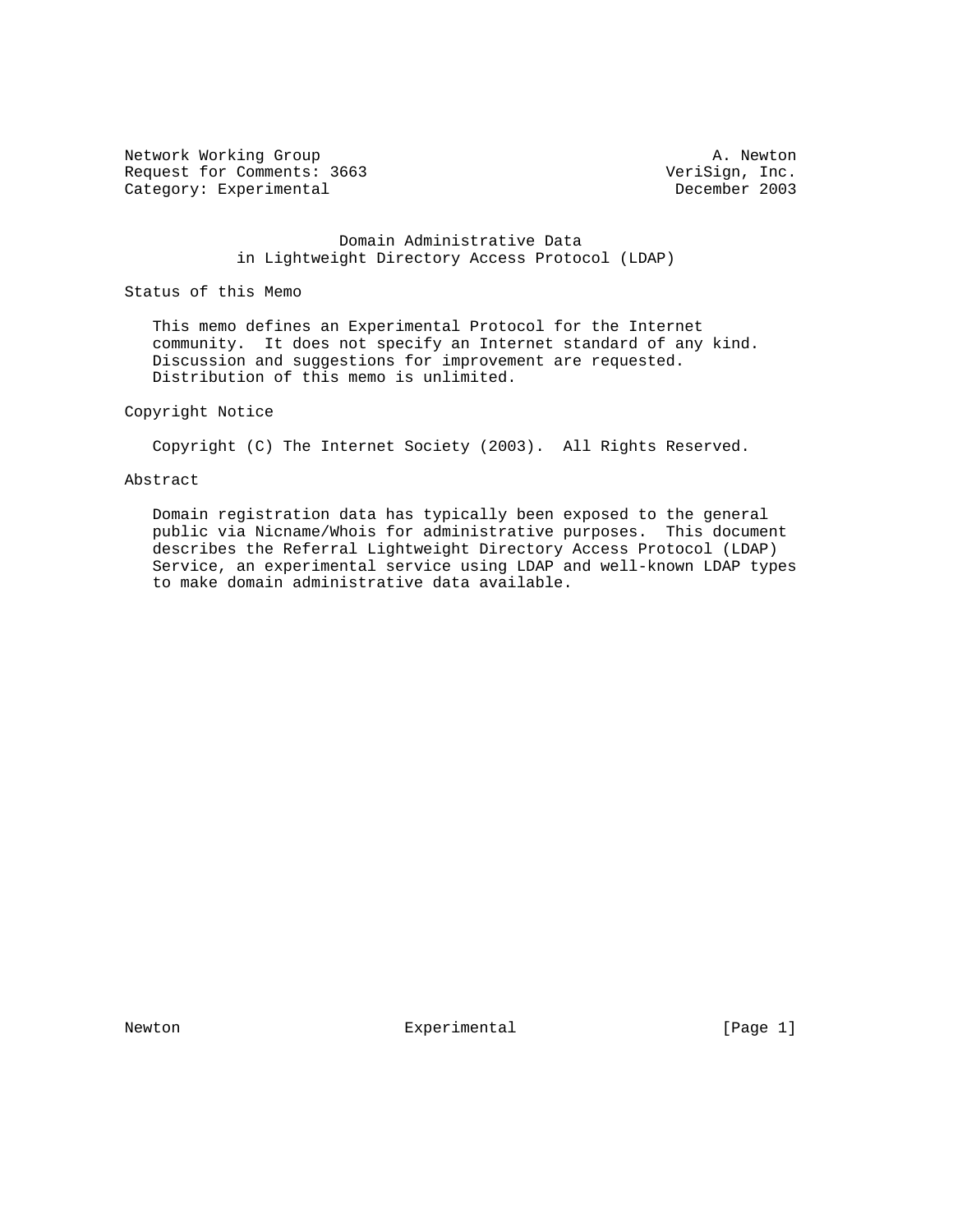Network Working Group A. Newton
Request for Comments: 3663 VeriSign, Inc.
Category: Experimental December 2003

# Domain Administrative Data in Lightweight Directory Access Protocol (LDAP)

## Status of this Memo

This memo defines an Experimental Protocol for the Internet community. It does not specify an Internet standard of any kind. Discussion and suggestions for improvement are requested. Distribution of this memo is unlimited.

## Copyright Notice

Copyright (C) The Internet Society (2003). All Rights Reserved.

## Abstract

Domain registration data has typically been exposed to the general public via Nicname/Whois for administrative purposes. This document describes the Referral Lightweight Directory Access Protocol (LDAP) Service, an experimental service using LDAP and well-known LDAP types to make domain administrative data available.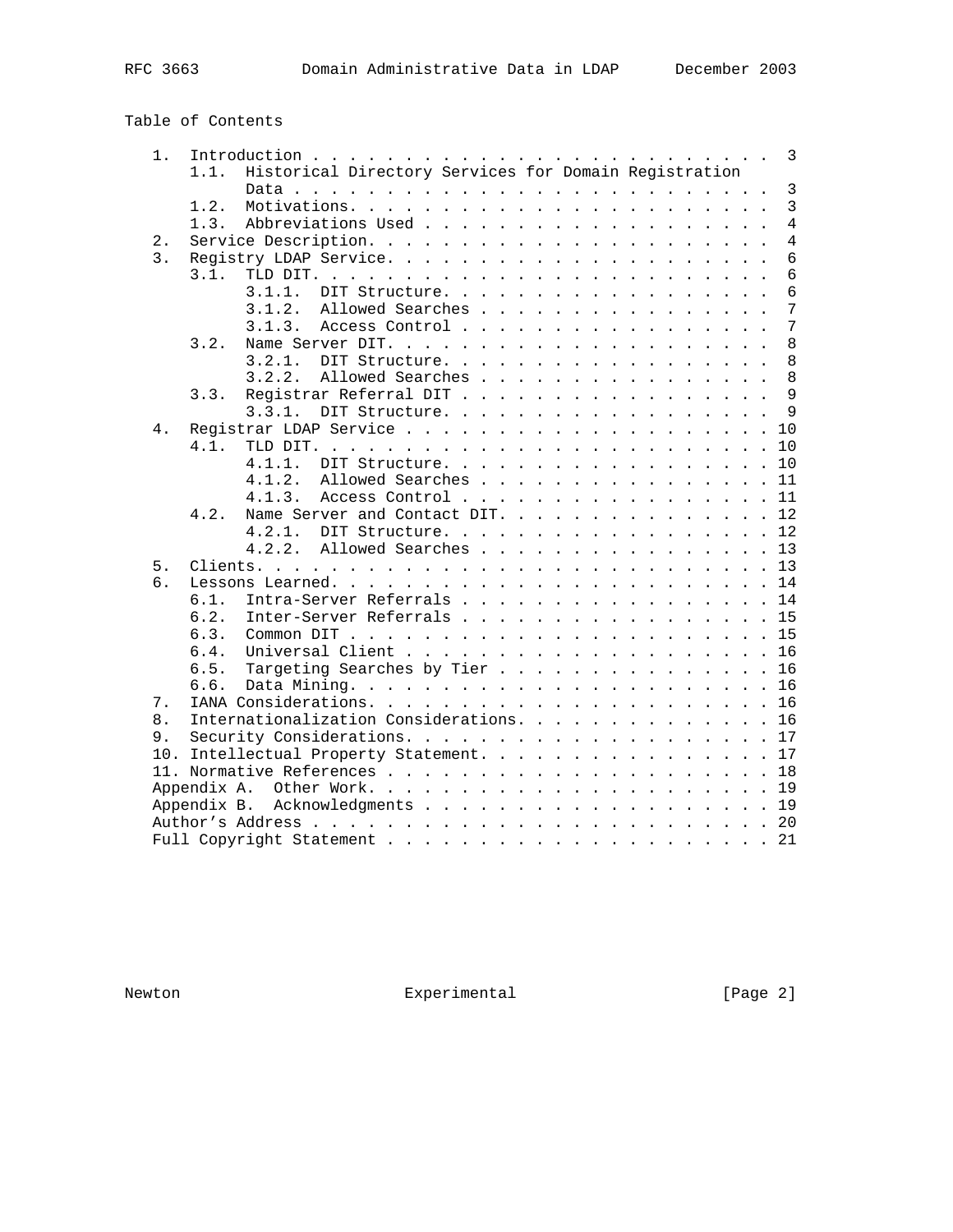Table of Contents

```
   1.  Introduction . . . . . . . . . . . . . . . . . . . . . . . . .  3
       1.1.  Historical Directory Services for Domain Registration
             Data . . . . . . . . . . . . . . . . . . . . . . . . . .  3
       1.2.  Motivations. . . . . . . . . . . . . . . . . . . . . . .  3
       1.3.  Abbreviations Used . . . . . . . . . . . . . . . . . . .  4
   2.  Service Description. . . . . . . . . . . . . . . . . . . . . .  4
   3.  Registry LDAP Service. . . . . . . . . . . . . . . . . . . . .  6
       3.1.  TLD DIT. . . . . . . . . . . . . . . . . . . . . . . . .  6
             3.1.1.  DIT Structure. . . . . . . . . . . . . . . . . .  6
             3.1.2.  Allowed Searches . . . . . . . . . . . . . . . .  7
             3.1.3.  Access Control . . . . . . . . . . . . . . . . .  7
       3.2.  Name Server DIT. . . . . . . . . . . . . . . . . . . . .  8
             3.2.1.  DIT Structure. . . . . . . . . . . . . . . . . .  8
             3.2.2.  Allowed Searches . . . . . . . . . . . . . . . .  8
       3.3.  Registrar Referral DIT . . . . . . . . . . . . . . . . .  9
             3.3.1.  DIT Structure. . . . . . . . . . . . . . . . . .  9
   4.  Registrar LDAP Service . . . . . . . . . . . . . . . . . . . . 10
       4.1.  TLD DIT. . . . . . . . . . . . . . . . . . . . . . . . . 10
             4.1.1.  DIT Structure. . . . . . . . . . . . . . . . . . 10
             4.1.2.  Allowed Searches . . . . . . . . . . . . . . . . 11
             4.1.3.  Access Control . . . . . . . . . . . . . . . . . 11
       4.2.  Name Server and Contact DIT. . . . . . . . . . . . . . . 12
             4.2.1.  DIT Structure. . . . . . . . . . . . . . . . . . 12
             4.2.2.  Allowed Searches . . . . . . . . . . . . . . . . 13
   5.  Clients. . . . . . . . . . . . . . . . . . . . . . . . . . . . 13
   6.  Lessons Learned. . . . . . . . . . . . . . . . . . . . . . . . 14
       6.1.  Intra-Server Referrals . . . . . . . . . . . . . . . . . 14
       6.2.  Inter-Server Referrals . . . . . . . . . . . . . . . . . 15
       6.3.  Common DIT . . . . . . . . . . . . . . . . . . . . . . . 15
       6.4.  Universal Client . . . . . . . . . . . . . . . . . . . . 16
       6.5.  Targeting Searches by Tier . . . . . . . . . . . . . . . 16
       6.6.  Data Mining. . . . . . . . . . . . . . . . . . . . . . . 16
   7.  IANA Considerations. . . . . . . . . . . . . . . . . . . . . . 16
   8.  Internationalization Considerations. . . . . . . . . . . . . . 16
   9.  Security Considerations. . . . . . . . . . . . . . . . . . . . 17
   10. Intellectual Property Statement. . . . . . . . . . . . . . . . 17
   11. Normative References . . . . . . . . . . . . . . . . . . . . . 18
   Appendix A.  Other Work. . . . . . . . . . . . . . . . . . . . . . 19
   Appendix B.  Acknowledgments . . . . . . . . . . . . . . . . . . . 19
   Author's Address . . . . . . . . . . . . . . . . . . . . . . . . . 20
   Full Copyright Statement . . . . . . . . . . . . . . . . . . . . . 21
```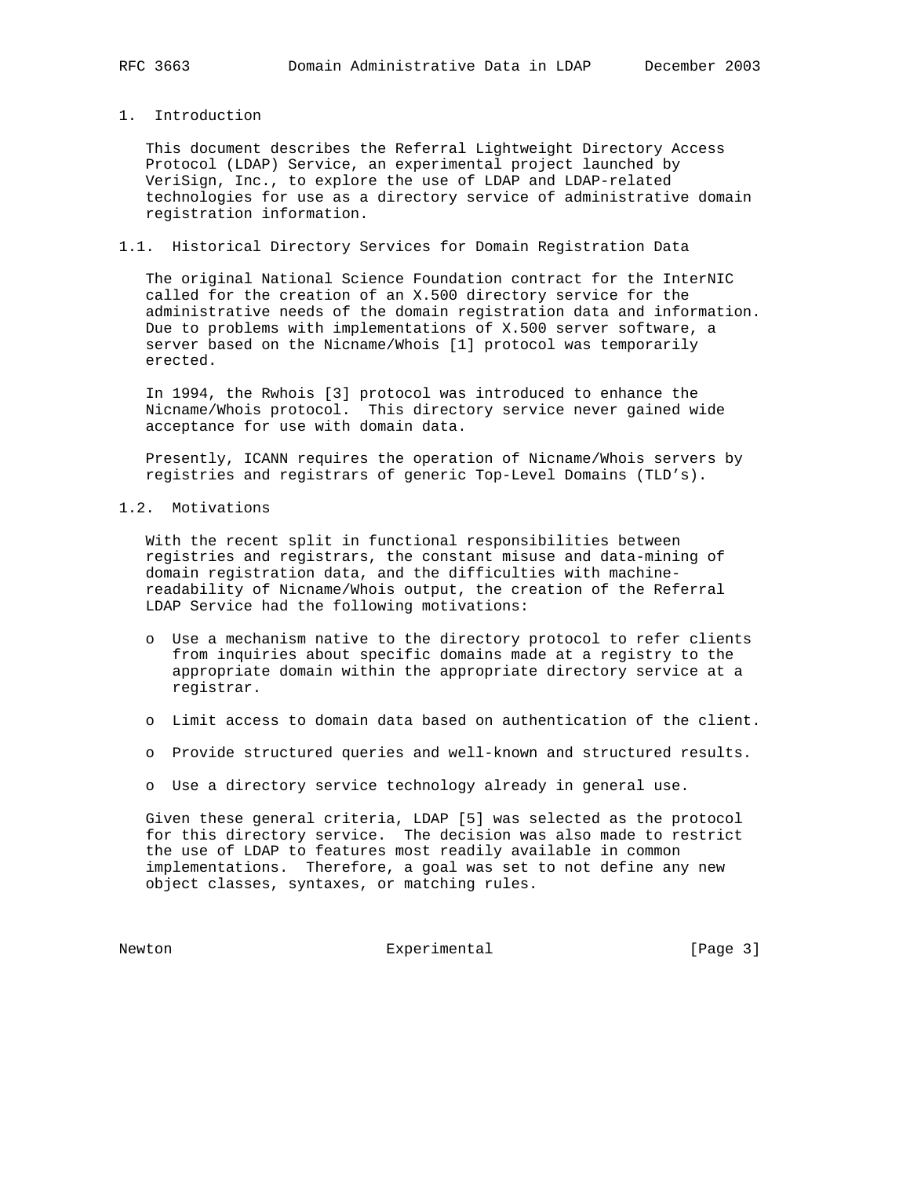# 1. Introduction

This document describes the Referral Lightweight Directory Access Protocol (LDAP) Service, an experimental project launched by VeriSign, Inc., to explore the use of LDAP and LDAP-related technologies for use as a directory service of administrative domain registration information.

## 1.1. Historical Directory Services for Domain Registration Data

The original National Science Foundation contract for the InterNIC called for the creation of an X.500 directory service for the administrative needs of the domain registration data and information. Due to problems with implementations of X.500 server software, a server based on the Nicname/Whois [1] protocol was temporarily erected.

In 1994, the Rwhois [3] protocol was introduced to enhance the Nicname/Whois protocol. This directory service never gained wide acceptance for use with domain data.

Presently, ICANN requires the operation of Nicname/Whois servers by registries and registrars of generic Top-Level Domains (TLD's).

## 1.2. Motivations

With the recent split in functional responsibilities between registries and registrars, the constant misuse and data-mining of domain registration data, and the difficulties with machine-readability of Nicname/Whois output, the creation of the Referral LDAP Service had the following motivations:

- Use a mechanism native to the directory protocol to refer clients from inquiries about specific domains made at a registry to the appropriate domain within the appropriate directory service at a registrar.
- Limit access to domain data based on authentication of the client.
- Provide structured queries and well-known and structured results.
- Use a directory service technology already in general use.

Given these general criteria, LDAP [5] was selected as the protocol for this directory service. The decision was also made to restrict the use of LDAP to features most readily available in common implementations. Therefore, a goal was set to not define any new object classes, syntaxes, or matching rules.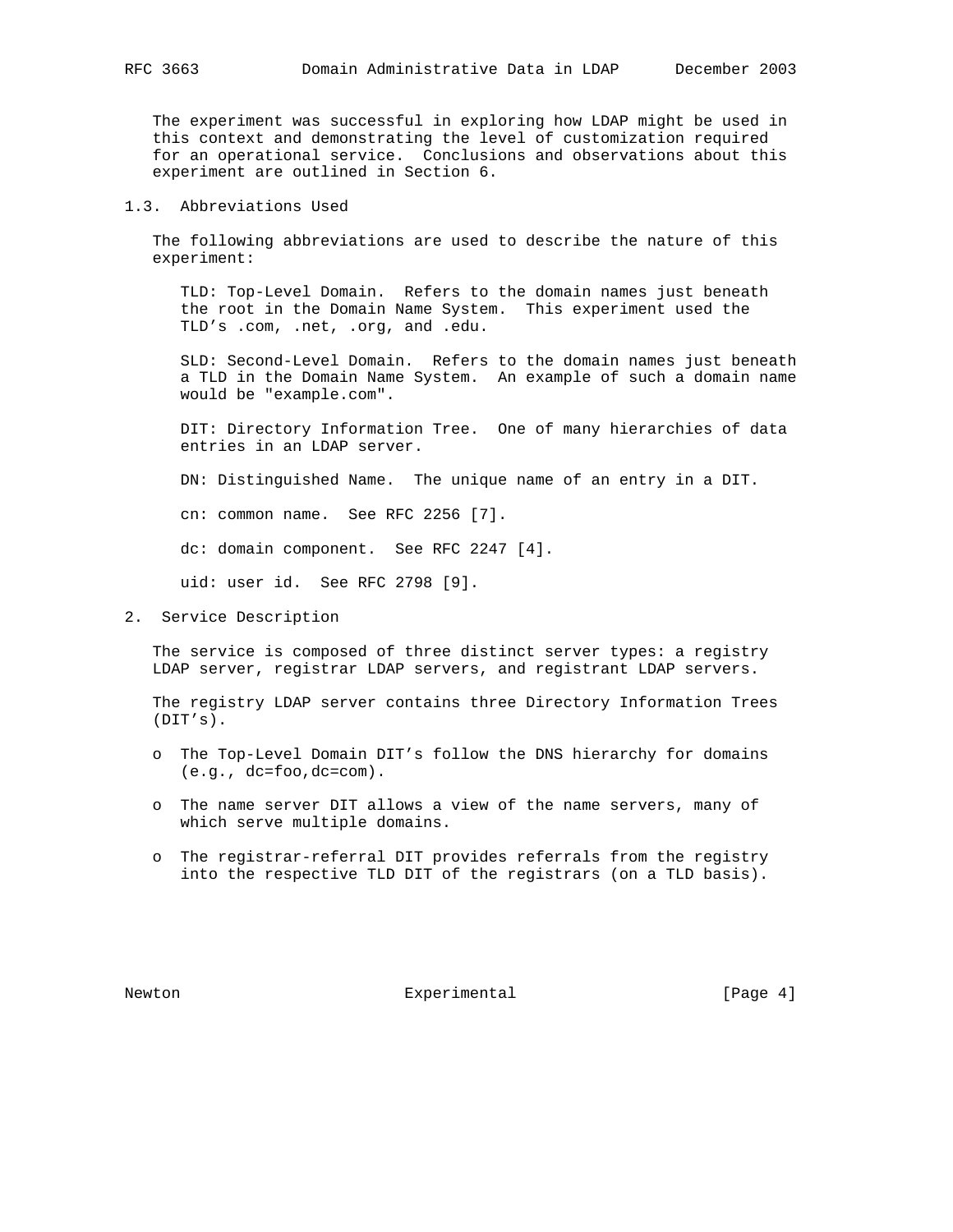The experiment was successful in exploring how LDAP might be used in this context and demonstrating the level of customization required for an operational service. Conclusions and observations about this experiment are outlined in Section 6.

### 1.3. Abbreviations Used

The following abbreviations are used to describe the nature of this experiment:

TLD: Top-Level Domain. Refers to the domain names just beneath the root in the Domain Name System. This experiment used the TLD’s .com, .net, .org, and .edu.

SLD: Second-Level Domain. Refers to the domain names just beneath a TLD in the Domain Name System. An example of such a domain name would be "example.com".

DIT: Directory Information Tree. One of many hierarchies of data entries in an LDAP server.

DN: Distinguished Name. The unique name of an entry in a DIT.

cn: common name. See RFC 2256 [7].

dc: domain component. See RFC 2247 [4].

uid: user id. See RFC 2798 [9].

## 2. Service Description

The service is composed of three distinct server types: a registry LDAP server, registrar LDAP servers, and registrant LDAP servers.

The registry LDAP server contains three Directory Information Trees (DIT’s).

- The Top-Level Domain DIT’s follow the DNS hierarchy for domains (e.g., dc=foo,dc=com).
- The name server DIT allows a view of the name servers, many of which serve multiple domains.
- The registrar-referral DIT provides referrals from the registry into the respective TLD DIT of the registrars (on a TLD basis).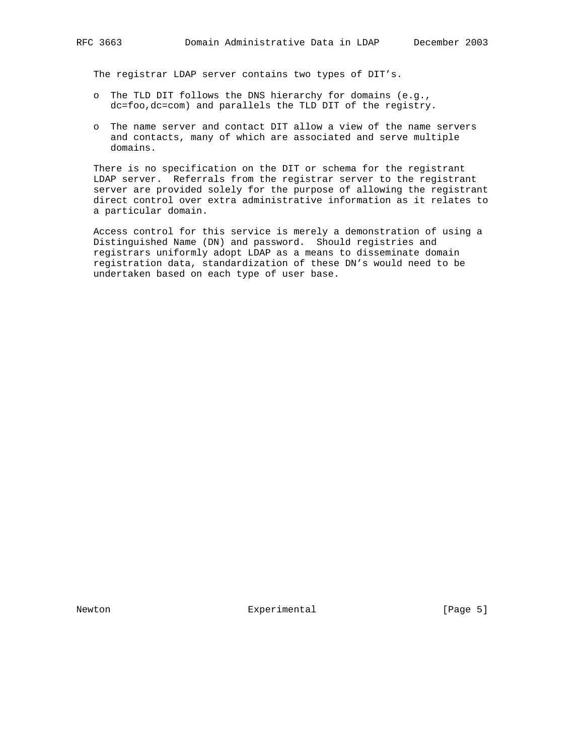The registrar LDAP server contains two types of DIT's.

- The TLD DIT follows the DNS hierarchy for domains (e.g., dc=foo,dc=com) and parallels the TLD DIT of the registry.
- The name server and contact DIT allow a view of the name servers and contacts, many of which are associated and serve multiple domains.

There is no specification on the DIT or schema for the registrant LDAP server. Referrals from the registrar server to the registrant server are provided solely for the purpose of allowing the registrant direct control over extra administrative information as it relates to a particular domain.

Access control for this service is merely a demonstration of using a Distinguished Name (DN) and password. Should registries and registrars uniformly adopt LDAP as a means to disseminate domain registration data, standardization of these DN's would need to be undertaken based on each type of user base.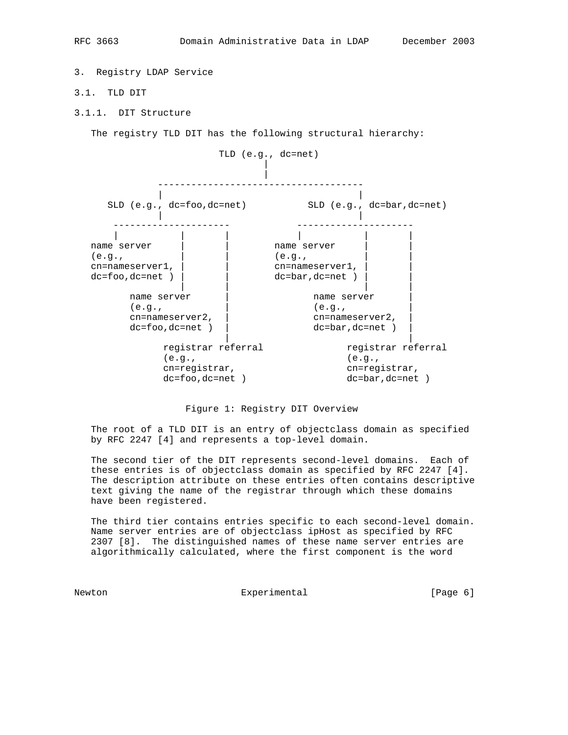## 3. Registry LDAP Service

### 3.1. TLD DIT

#### 3.1.1. DIT Structure

The registry TLD DIT has the following structural hierarchy:

```
                      TLD (e.g., dc=net)
                              |
                              |
            ------------------------------------
            |                                  |
   SLD (e.g., dc=foo,dc=net)          SLD (e.g., dc=bar,dc=net)
            |                                  |
    ---------------------           ---------------------
    |           |       |           |           |       |
name server     |       |       name server     |       |
(e.g.,          |       |       (e.g.,          |       |
cn=nameserver1, |       |       cn=nameserver1, |       |
dc=foo,dc=net ) |       |       dc=bar,dc=net ) |       |
                |       |                       |       |
       name server      |              name server      |
       (e.g.,           |              (e.g.,           |
       cn=nameserver2,  |              cn=nameserver2,  |
       dc=foo,dc=net )  |              dc=bar,dc=net )  |
                        |                               |
             registrar referral              registrar referral
             (e.g.,                          (e.g.,
             cn=registrar,                   cn=registrar,
             dc=foo,dc=net )                 dc=bar,dc=net )
```

Figure 1: Registry DIT Overview

The root of a TLD DIT is an entry of objectclass domain as specified by RFC 2247 [4] and represents a top-level domain.

The second tier of the DIT represents second-level domains. Each of these entries is of objectclass domain as specified by RFC 2247 [4]. The description attribute on these entries often contains descriptive text giving the name of the registrar through which these domains have been registered.

The third tier contains entries specific to each second-level domain. Name server entries are of objectclass ipHost as specified by RFC 2307 [8]. The distinguished names of these name server entries are algorithmically calculated, where the first component is the word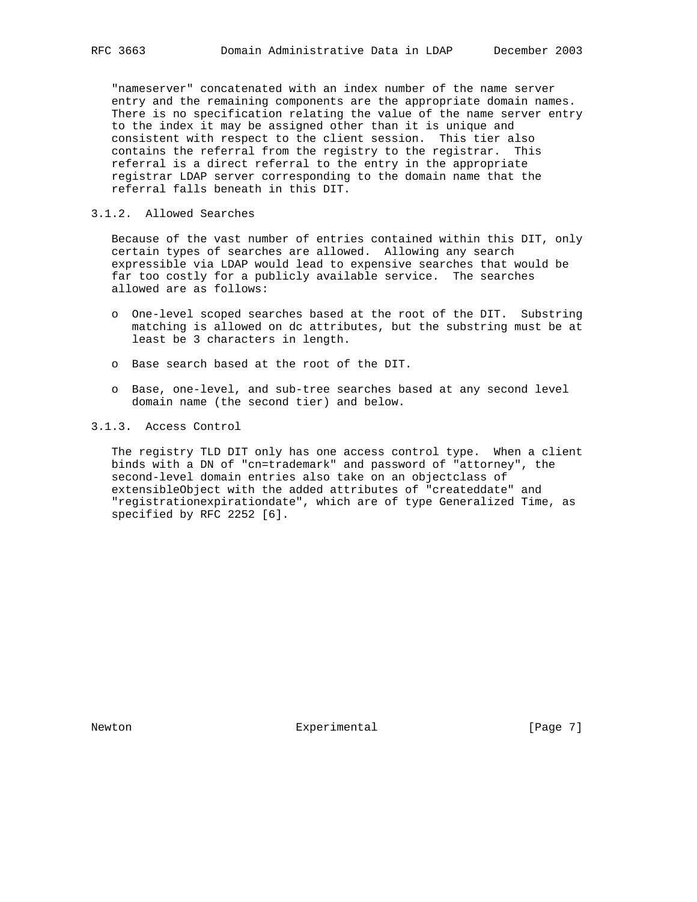"nameserver" concatenated with an index number of the name server entry and the remaining components are the appropriate domain names. There is no specification relating the value of the name server entry to the index it may be assigned other than it is unique and consistent with respect to the client session. This tier also contains the referral from the registry to the registrar. This referral is a direct referral to the entry in the appropriate registrar LDAP server corresponding to the domain name that the referral falls beneath in this DIT.

### 3.1.2. Allowed Searches

Because of the vast number of entries contained within this DIT, only certain types of searches are allowed. Allowing any search expressible via LDAP would lead to expensive searches that would be far too costly for a publicly available service. The searches allowed are as follows:

- One-level scoped searches based at the root of the DIT. Substring matching is allowed on dc attributes, but the substring must be at least be 3 characters in length.
- Base search based at the root of the DIT.
- Base, one-level, and sub-tree searches based at any second level domain name (the second tier) and below.

### 3.1.3. Access Control

The registry TLD DIT only has one access control type. When a client binds with a DN of "cn=trademark" and password of "attorney", the second-level domain entries also take on an objectclass of extensibleObject with the added attributes of "createddate" and "registrationexpirationdate", which are of type Generalized Time, as specified by RFC 2252 [6].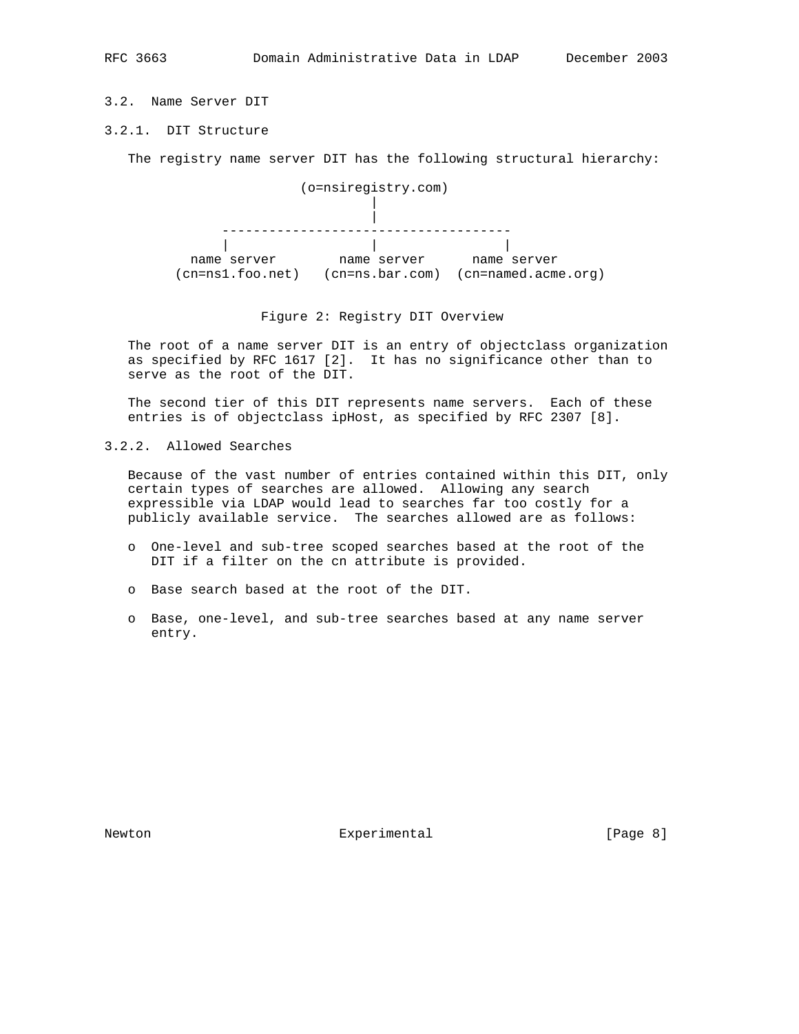### 3.2. Name Server DIT

#### 3.2.1. DIT Structure

The registry name server DIT has the following structural hierarchy:

```
                    (o=nsiregistry.com)
                            |
                            |
          -------------------------------------
          |                 |                 |
     name server       name server      name server
   (cn=ns1.foo.net)   (cn=ns.bar.com)  (cn=named.acme.org)
```

Figure 2: Registry DIT Overview

The root of a name server DIT is an entry of objectclass organization as specified by RFC 1617 [2]. It has no significance other than to serve as the root of the DIT.

The second tier of this DIT represents name servers. Each of these entries is of objectclass ipHost, as specified by RFC 2307 [8].

#### 3.2.2. Allowed Searches

Because of the vast number of entries contained within this DIT, only certain types of searches are allowed. Allowing any search expressible via LDAP would lead to searches far too costly for a publicly available service. The searches allowed are as follows:

- One-level and sub-tree scoped searches based at the root of the DIT if a filter on the cn attribute is provided.
- Base search based at the root of the DIT.
- Base, one-level, and sub-tree searches based at any name server entry.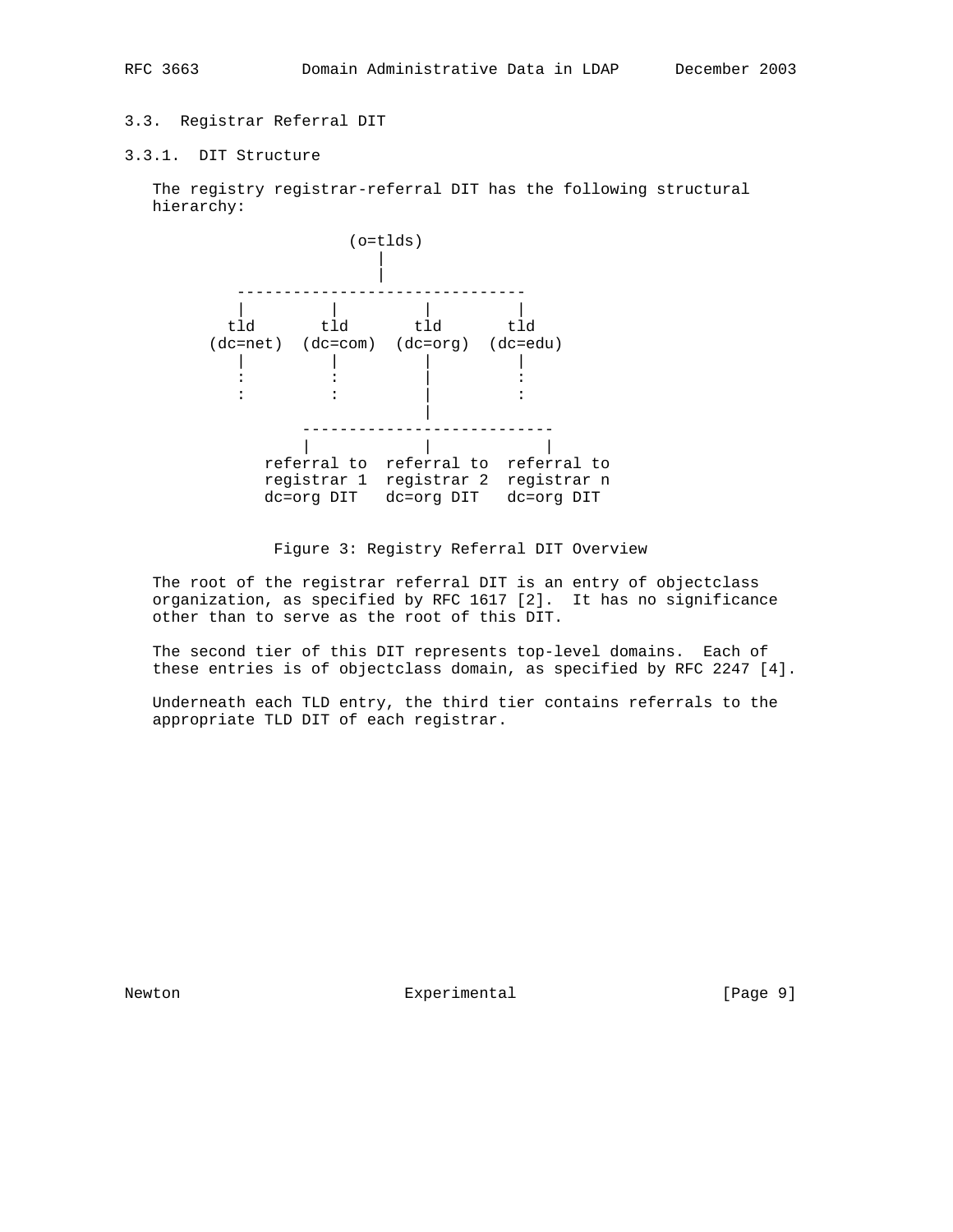### 3.3. Registrar Referral DIT

#### 3.3.1. DIT Structure

The registry registrar-referral DIT has the following structural hierarchy:

```
                    (o=tlds)
                       |
                       |
          -------------------------------
          |         |         |         |
         tld       tld       tld       tld
       (dc=net)  (dc=com)  (dc=org)  (dc=edu)
          |         |         |         |
          :         :         |         :
          :         :         |         :
                              |
                 --------------------------
                 |            |           |
             referral to  referral to  referral to
             registrar 1  registrar 2  registrar n
             dc=org DIT   dc=org DIT   dc=org DIT
```

Figure 3: Registry Referral DIT Overview

The root of the registrar referral DIT is an entry of objectclass organization, as specified by RFC 1617 [2]. It has no significance other than to serve as the root of this DIT.

The second tier of this DIT represents top-level domains. Each of these entries is of objectclass domain, as specified by RFC 2247 [4].

Underneath each TLD entry, the third tier contains referrals to the appropriate TLD DIT of each registrar.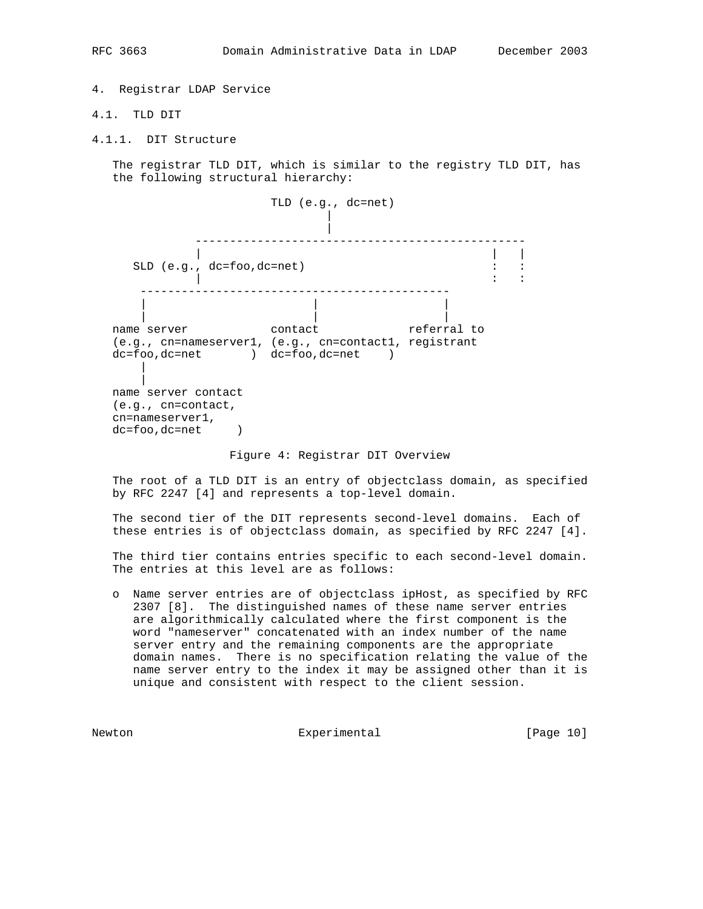# 4. Registrar LDAP Service

## 4.1. TLD DIT

### 4.1.1. DIT Structure

The registrar TLD DIT, which is similar to the registry TLD DIT, has the following structural hierarchy:

```
                        TLD (e.g., dc=net)
                                |
                                |
               -----------------------------------------------
               |                                           |   |
     SLD (e.g., dc=foo,dc=net)                             :   :
               |                                           :   :
      --------------------------------------------
      |                        |                 |
      |                        |                 |
   name server            contact           referral to
   (e.g., cn=nameserver1, (e.g., cn=contact1, registrant
   dc=foo,dc=net       )  dc=foo,dc=net    )
      |
      |
   name server contact
   (e.g., cn=contact,
   cn=nameserver1,
   dc=foo,dc=net     )
```

Figure 4: Registrar DIT Overview

The root of a TLD DIT is an entry of objectclass domain, as specified by RFC 2247 [4] and represents a top-level domain.

The second tier of the DIT represents second-level domains. Each of these entries is of objectclass domain, as specified by RFC 2247 [4].

The third tier contains entries specific to each second-level domain. The entries at this level are as follows:

- Name server entries are of objectclass ipHost, as specified by RFC 2307 [8]. The distinguished names of these name server entries are algorithmically calculated where the first component is the word "nameserver" concatenated with an index number of the name server entry and the remaining components are the appropriate domain names. There is no specification relating the value of the name server entry to the index it may be assigned other than it is unique and consistent with respect to the client session.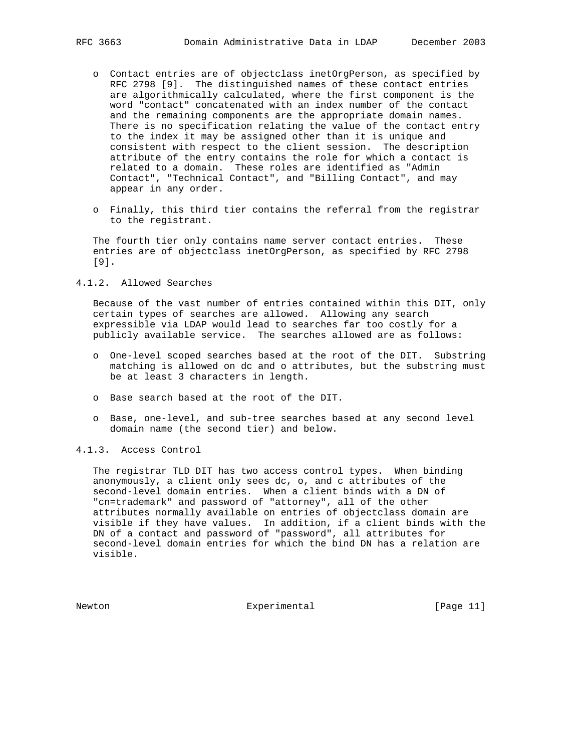- Contact entries are of objectclass inetOrgPerson, as specified by RFC 2798 [9]. The distinguished names of these contact entries are algorithmically calculated, where the first component is the word "contact" concatenated with an index number of the contact and the remaining components are the appropriate domain names. There is no specification relating the value of the contact entry to the index it may be assigned other than it is unique and consistent with respect to the client session. The description attribute of the entry contains the role for which a contact is related to a domain. These roles are identified as "Admin Contact", "Technical Contact", and "Billing Contact", and may appear in any order.

- Finally, this third tier contains the referral from the registrar to the registrant.

The fourth tier only contains name server contact entries. These entries are of objectclass inetOrgPerson, as specified by RFC 2798 [9].

### 4.1.2. Allowed Searches

Because of the vast number of entries contained within this DIT, only certain types of searches are allowed. Allowing any search expressible via LDAP would lead to searches far too costly for a publicly available service. The searches allowed are as follows:

- One-level scoped searches based at the root of the DIT. Substring matching is allowed on dc and o attributes, but the substring must be at least 3 characters in length.

- Base search based at the root of the DIT.

- Base, one-level, and sub-tree searches based at any second level domain name (the second tier) and below.

### 4.1.3. Access Control

The registrar TLD DIT has two access control types. When binding anonymously, a client only sees dc, o, and c attributes of the second-level domain entries. When a client binds with a DN of "cn=trademark" and password of "attorney", all of the other attributes normally available on entries of objectclass domain are visible if they have values. In addition, if a client binds with the DN of a contact and password of "password", all attributes for second-level domain entries for which the bind DN has a relation are visible.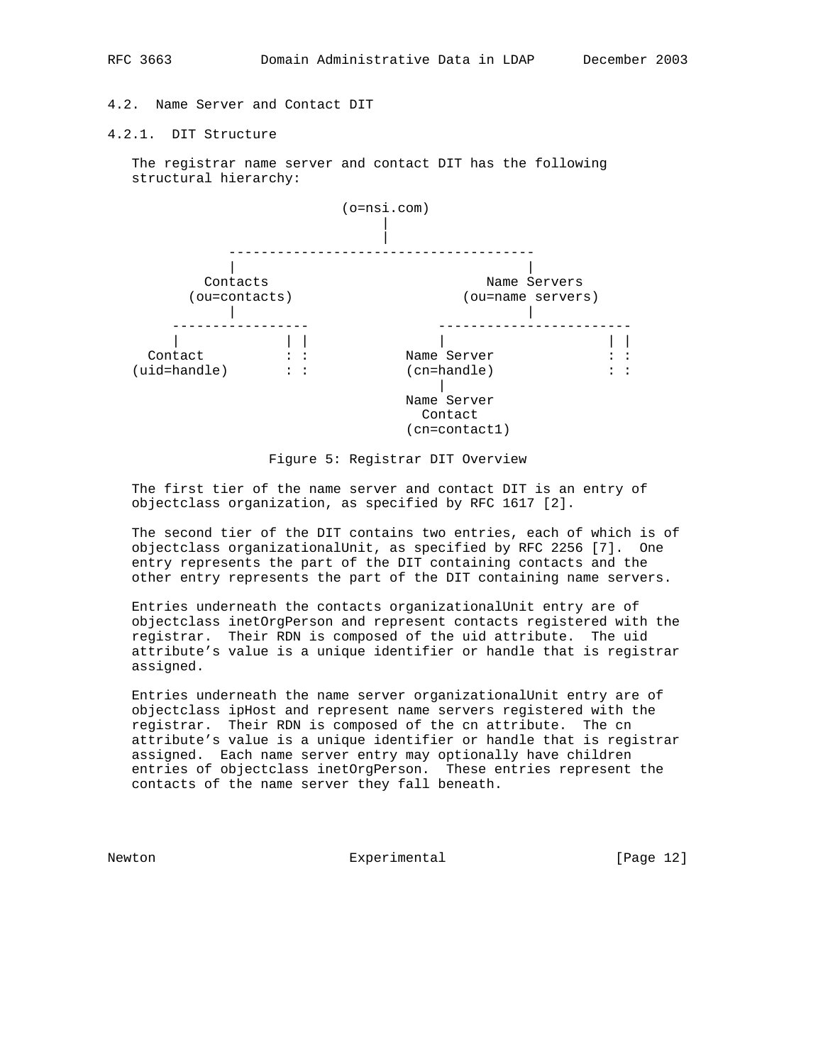### 4.2. Name Server and Contact DIT

#### 4.2.1. DIT Structure

The registrar name server and contact DIT has the following structural hierarchy:

```
                         (o=nsi.com)
                              |
                              |
              -------------------------------------
              |                                    |
           Contacts                          Name Servers
         (ou=contacts)                    (ou=name servers)
              |                                    |
      -----------------               ------------------------
      |             | |               |                     | |
    Contact         : :           Name Server               : :
   (uid=handle)     : :           (cn=handle)               : :
                                      |
                                  Name Server
                                    Contact
                                  (cn=contact1)
```

Figure 5: Registrar DIT Overview

The first tier of the name server and contact DIT is an entry of objectclass organization, as specified by RFC 1617 [2].

The second tier of the DIT contains two entries, each of which is of objectclass organizationalUnit, as specified by RFC 2256 [7]. One entry represents the part of the DIT containing contacts and the other entry represents the part of the DIT containing name servers.

Entries underneath the contacts organizationalUnit entry are of objectclass inetOrgPerson and represent contacts registered with the registrar. Their RDN is composed of the uid attribute. The uid attribute's value is a unique identifier or handle that is registrar assigned.

Entries underneath the name server organizationalUnit entry are of objectclass ipHost and represent name servers registered with the registrar. Their RDN is composed of the cn attribute. The cn attribute's value is a unique identifier or handle that is registrar assigned. Each name server entry may optionally have children entries of objectclass inetOrgPerson. These entries represent the contacts of the name server they fall beneath.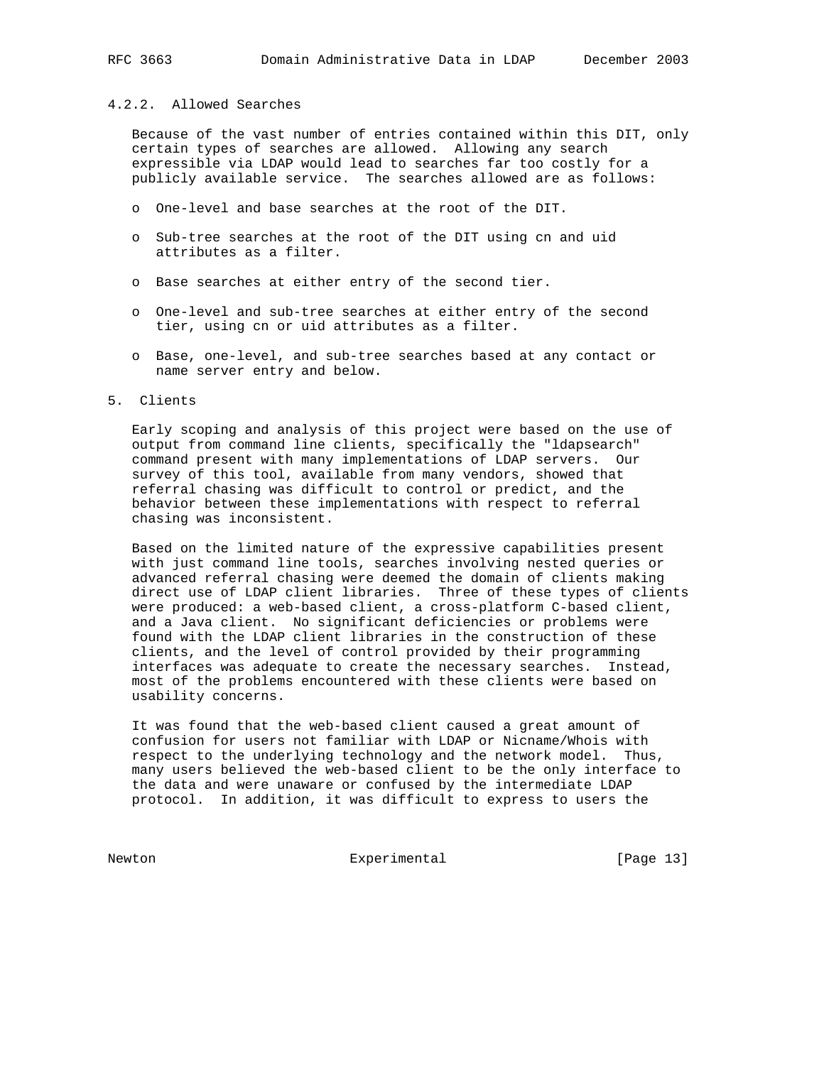#### 4.2.2. Allowed Searches

Because of the vast number of entries contained within this DIT, only certain types of searches are allowed. Allowing any search expressible via LDAP would lead to searches far too costly for a publicly available service. The searches allowed are as follows:

- One-level and base searches at the root of the DIT.
- Sub-tree searches at the root of the DIT using cn and uid attributes as a filter.
- Base searches at either entry of the second tier.
- One-level and sub-tree searches at either entry of the second tier, using cn or uid attributes as a filter.
- Base, one-level, and sub-tree searches based at any contact or name server entry and below.

## 5. Clients

Early scoping and analysis of this project were based on the use of output from command line clients, specifically the "ldapsearch" command present with many implementations of LDAP servers. Our survey of this tool, available from many vendors, showed that referral chasing was difficult to control or predict, and the behavior between these implementations with respect to referral chasing was inconsistent.

Based on the limited nature of the expressive capabilities present with just command line tools, searches involving nested queries or advanced referral chasing were deemed the domain of clients making direct use of LDAP client libraries. Three of these types of clients were produced: a web-based client, a cross-platform C-based client, and a Java client. No significant deficiencies or problems were found with the LDAP client libraries in the construction of these clients, and the level of control provided by their programming interfaces was adequate to create the necessary searches. Instead, most of the problems encountered with these clients were based on usability concerns.

It was found that the web-based client caused a great amount of confusion for users not familiar with LDAP or Nicname/Whois with respect to the underlying technology and the network model. Thus, many users believed the web-based client to be the only interface to the data and were unaware or confused by the intermediate LDAP protocol. In addition, it was difficult to express to users the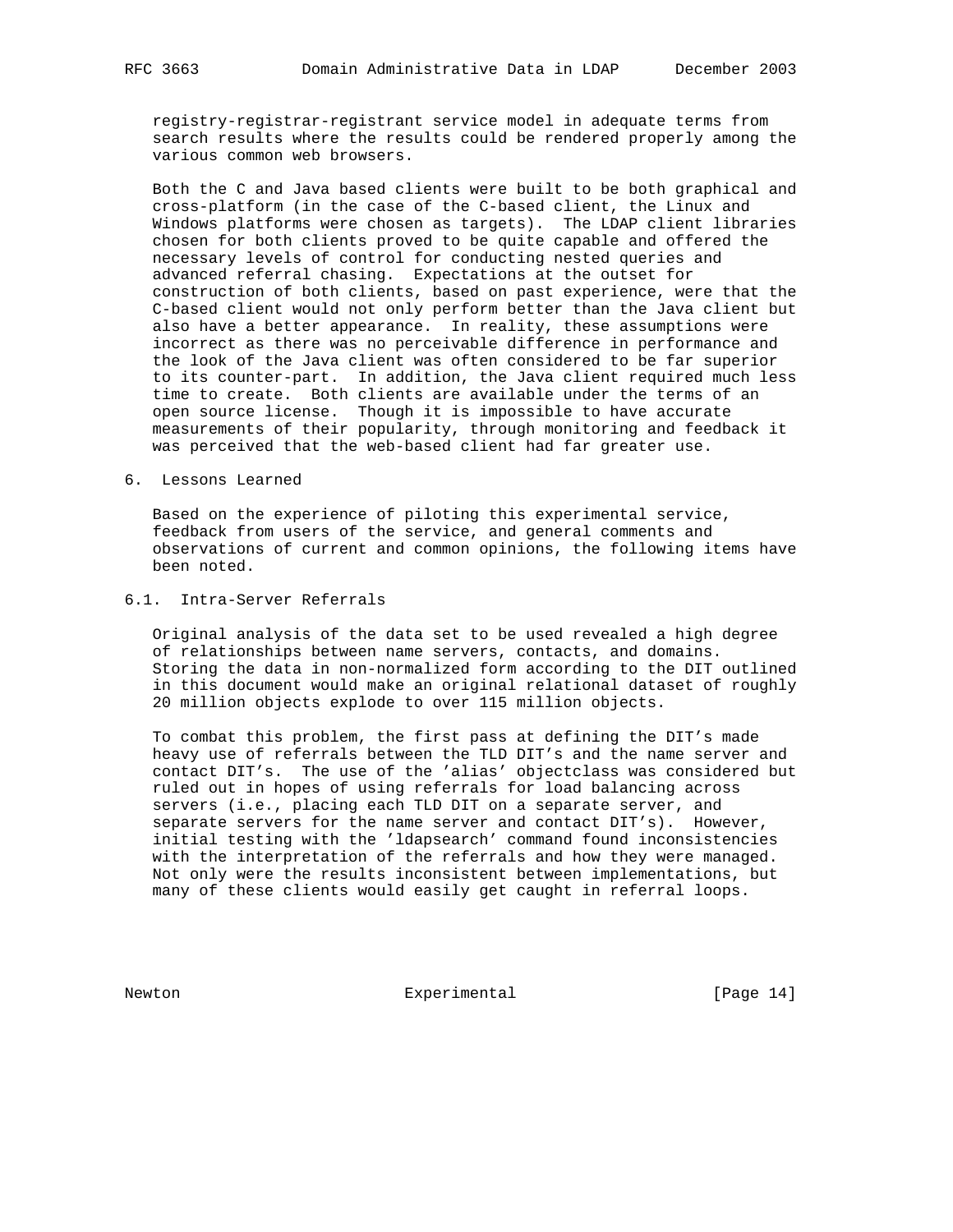registry-registrar-registrant service model in adequate terms from search results where the results could be rendered properly among the various common web browsers.

Both the C and Java based clients were built to be both graphical and cross-platform (in the case of the C-based client, the Linux and Windows platforms were chosen as targets). The LDAP client libraries chosen for both clients proved to be quite capable and offered the necessary levels of control for conducting nested queries and advanced referral chasing. Expectations at the outset for construction of both clients, based on past experience, were that the C-based client would not only perform better than the Java client but also have a better appearance. In reality, these assumptions were incorrect as there was no perceivable difference in performance and the look of the Java client was often considered to be far superior to its counter-part. In addition, the Java client required much less time to create. Both clients are available under the terms of an open source license. Though it is impossible to have accurate measurements of their popularity, through monitoring and feedback it was perceived that the web-based client had far greater use.

# 6. Lessons Learned

Based on the experience of piloting this experimental service, feedback from users of the service, and general comments and observations of current and common opinions, the following items have been noted.

## 6.1. Intra-Server Referrals

Original analysis of the data set to be used revealed a high degree of relationships between name servers, contacts, and domains. Storing the data in non-normalized form according to the DIT outlined in this document would make an original relational dataset of roughly 20 million objects explode to over 115 million objects.

To combat this problem, the first pass at defining the DIT's made heavy use of referrals between the TLD DIT's and the name server and contact DIT's. The use of the 'alias' objectclass was considered but ruled out in hopes of using referrals for load balancing across servers (i.e., placing each TLD DIT on a separate server, and separate servers for the name server and contact DIT's). However, initial testing with the 'ldapsearch' command found inconsistencies with the interpretation of the referrals and how they were managed. Not only were the results inconsistent between implementations, but many of these clients would easily get caught in referral loops.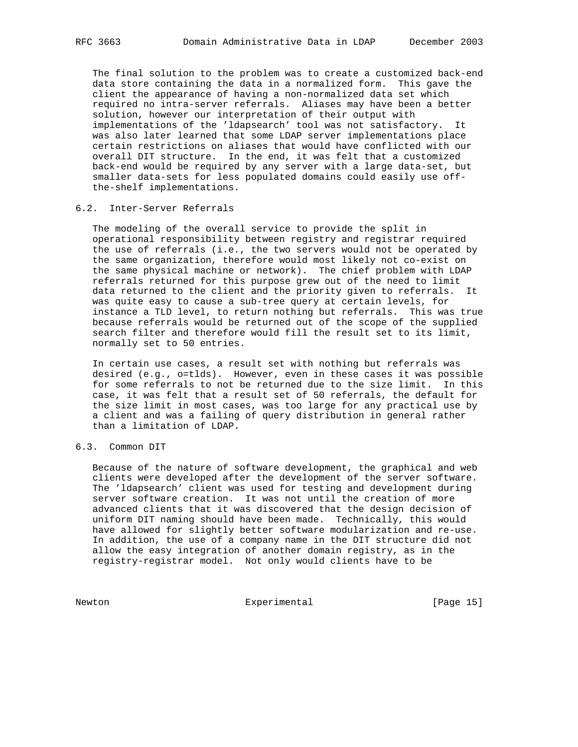The final solution to the problem was to create a customized back-end data store containing the data in a normalized form. This gave the client the appearance of having a non-normalized data set which required no intra-server referrals. Aliases may have been a better solution, however our interpretation of their output with implementations of the 'ldapsearch' tool was not satisfactory. It was also later learned that some LDAP server implementations place certain restrictions on aliases that would have conflicted with our overall DIT structure. In the end, it was felt that a customized back-end would be required by any server with a large data-set, but smaller data-sets for less populated domains could easily use off-the-shelf implementations.

## 6.2. Inter-Server Referrals

The modeling of the overall service to provide the split in operational responsibility between registry and registrar required the use of referrals (i.e., the two servers would not be operated by the same organization, therefore would most likely not co-exist on the same physical machine or network). The chief problem with LDAP referrals returned for this purpose grew out of the need to limit data returned to the client and the priority given to referrals. It was quite easy to cause a sub-tree query at certain levels, for instance a TLD level, to return nothing but referrals. This was true because referrals would be returned out of the scope of the supplied search filter and therefore would fill the result set to its limit, normally set to 50 entries.

In certain use cases, a result set with nothing but referrals was desired (e.g., o=tlds). However, even in these cases it was possible for some referrals to not be returned due to the size limit. In this case, it was felt that a result set of 50 referrals, the default for the size limit in most cases, was too large for any practical use by a client and was a failing of query distribution in general rather than a limitation of LDAP.

## 6.3. Common DIT

Because of the nature of software development, the graphical and web clients were developed after the development of the server software. The 'ldapsearch' client was used for testing and development during server software creation. It was not until the creation of more advanced clients that it was discovered that the design decision of uniform DIT naming should have been made. Technically, this would have allowed for slightly better software modularization and re-use. In addition, the use of a company name in the DIT structure did not allow the easy integration of another domain registry, as in the registry-registrar model. Not only would clients have to be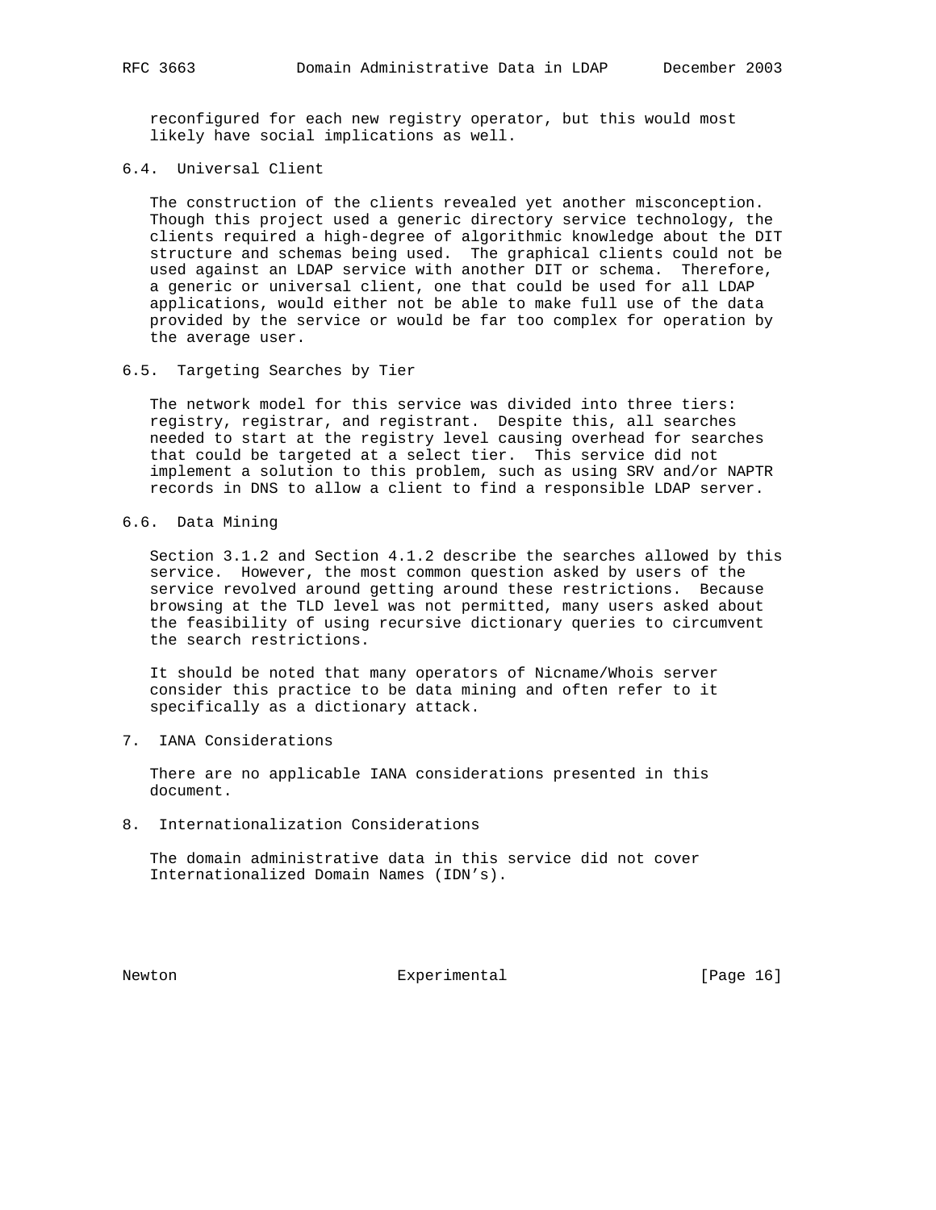reconfigured for each new registry operator, but this would most likely have social implications as well.

### 6.4. Universal Client

The construction of the clients revealed yet another misconception. Though this project used a generic directory service technology, the clients required a high-degree of algorithmic knowledge about the DIT structure and schemas being used. The graphical clients could not be used against an LDAP service with another DIT or schema. Therefore, a generic or universal client, one that could be used for all LDAP applications, would either not be able to make full use of the data provided by the service or would be far too complex for operation by the average user.

### 6.5. Targeting Searches by Tier

The network model for this service was divided into three tiers: registry, registrar, and registrant. Despite this, all searches needed to start at the registry level causing overhead for searches that could be targeted at a select tier. This service did not implement a solution to this problem, such as using SRV and/or NAPTR records in DNS to allow a client to find a responsible LDAP server.

### 6.6. Data Mining

Section 3.1.2 and Section 4.1.2 describe the searches allowed by this service. However, the most common question asked by users of the service revolved around getting around these restrictions. Because browsing at the TLD level was not permitted, many users asked about the feasibility of using recursive dictionary queries to circumvent the search restrictions.

It should be noted that many operators of Nicname/Whois server consider this practice to be data mining and often refer to it specifically as a dictionary attack.

## 7. IANA Considerations

There are no applicable IANA considerations presented in this document.

## 8. Internationalization Considerations

The domain administrative data in this service did not cover Internationalized Domain Names (IDN’s).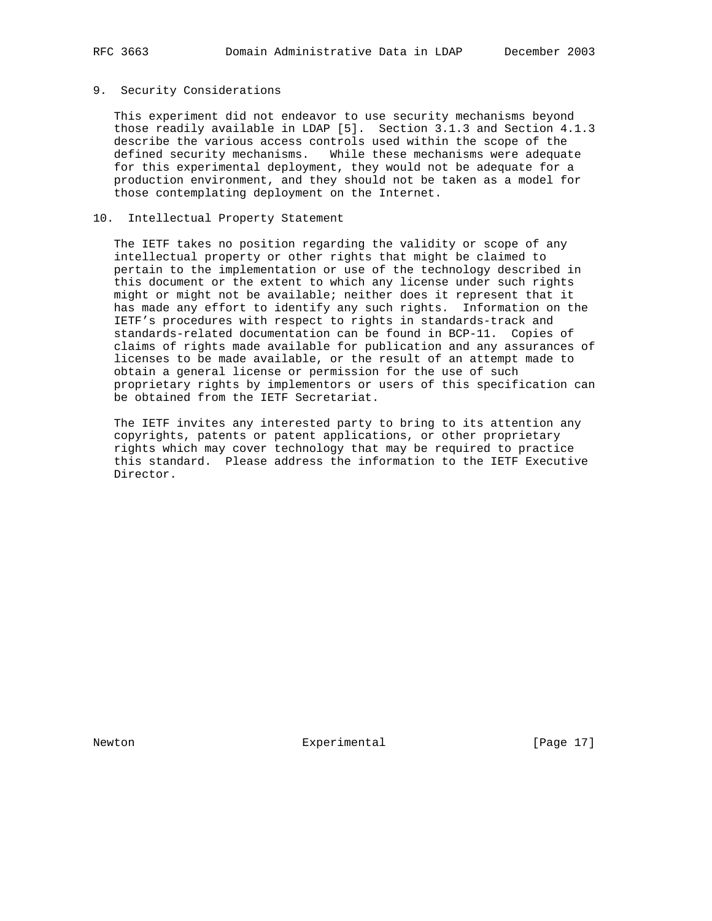## 9. Security Considerations

This experiment did not endeavor to use security mechanisms beyond those readily available in LDAP [5]. Section 3.1.3 and Section 4.1.3 describe the various access controls used within the scope of the defined security mechanisms. While these mechanisms were adequate for this experimental deployment, they would not be adequate for a production environment, and they should not be taken as a model for those contemplating deployment on the Internet.

## 10. Intellectual Property Statement

The IETF takes no position regarding the validity or scope of any intellectual property or other rights that might be claimed to pertain to the implementation or use of the technology described in this document or the extent to which any license under such rights might or might not be available; neither does it represent that it has made any effort to identify any such rights. Information on the IETF's procedures with respect to rights in standards-track and standards-related documentation can be found in BCP-11. Copies of claims of rights made available for publication and any assurances of licenses to be made available, or the result of an attempt made to obtain a general license or permission for the use of such proprietary rights by implementors or users of this specification can be obtained from the IETF Secretariat.

The IETF invites any interested party to bring to its attention any copyrights, patents or patent applications, or other proprietary rights which may cover technology that may be required to practice this standard. Please address the information to the IETF Executive Director.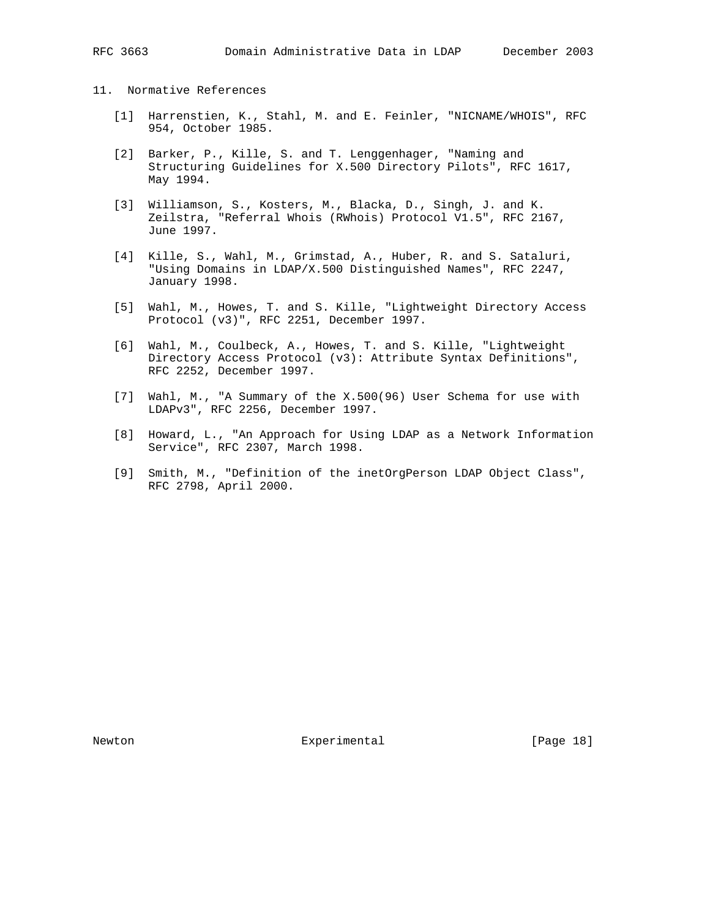## 11. Normative References

[1] Harrenstien, K., Stahl, M. and E. Feinler, "NICNAME/WHOIS", RFC 954, October 1985.

[2] Barker, P., Kille, S. and T. Lenggenhager, "Naming and Structuring Guidelines for X.500 Directory Pilots", RFC 1617, May 1994.

[3] Williamson, S., Kosters, M., Blacka, D., Singh, J. and K. Zeilstra, "Referral Whois (RWhois) Protocol V1.5", RFC 2167, June 1997.

[4] Kille, S., Wahl, M., Grimstad, A., Huber, R. and S. Sataluri, "Using Domains in LDAP/X.500 Distinguished Names", RFC 2247, January 1998.

[5] Wahl, M., Howes, T. and S. Kille, "Lightweight Directory Access Protocol (v3)", RFC 2251, December 1997.

[6] Wahl, M., Coulbeck, A., Howes, T. and S. Kille, "Lightweight Directory Access Protocol (v3): Attribute Syntax Definitions", RFC 2252, December 1997.

[7] Wahl, M., "A Summary of the X.500(96) User Schema for use with LDAPv3", RFC 2256, December 1997.

[8] Howard, L., "An Approach for Using LDAP as a Network Information Service", RFC 2307, March 1998.

[9] Smith, M., "Definition of the inetOrgPerson LDAP Object Class", RFC 2798, April 2000.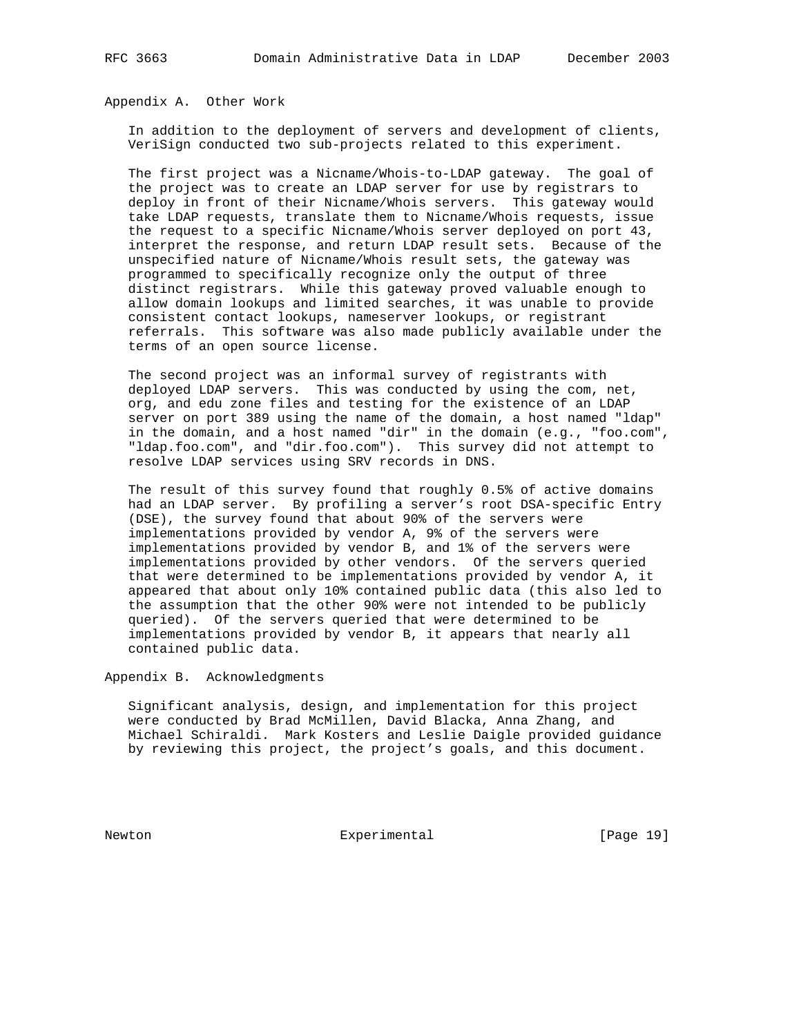## Appendix A. Other Work

In addition to the deployment of servers and development of clients, VeriSign conducted two sub-projects related to this experiment.

The first project was a Nicname/Whois-to-LDAP gateway. The goal of the project was to create an LDAP server for use by registrars to deploy in front of their Nicname/Whois servers. This gateway would take LDAP requests, translate them to Nicname/Whois requests, issue the request to a specific Nicname/Whois server deployed on port 43, interpret the response, and return LDAP result sets. Because of the unspecified nature of Nicname/Whois result sets, the gateway was programmed to specifically recognize only the output of three distinct registrars. While this gateway proved valuable enough to allow domain lookups and limited searches, it was unable to provide consistent contact lookups, nameserver lookups, or registrant referrals. This software was also made publicly available under the terms of an open source license.

The second project was an informal survey of registrants with deployed LDAP servers. This was conducted by using the com, net, org, and edu zone files and testing for the existence of an LDAP server on port 389 using the name of the domain, a host named "ldap" in the domain, and a host named "dir" in the domain (e.g., "foo.com", "ldap.foo.com", and "dir.foo.com"). This survey did not attempt to resolve LDAP services using SRV records in DNS.

The result of this survey found that roughly 0.5% of active domains had an LDAP server. By profiling a server's root DSA-specific Entry (DSE), the survey found that about 90% of the servers were implementations provided by vendor A, 9% of the servers were implementations provided by vendor B, and 1% of the servers were implementations provided by other vendors. Of the servers queried that were determined to be implementations provided by vendor A, it appeared that about only 10% contained public data (this also led to the assumption that the other 90% were not intended to be publicly queried). Of the servers queried that were determined to be implementations provided by vendor B, it appears that nearly all contained public data.

## Appendix B. Acknowledgments

Significant analysis, design, and implementation for this project were conducted by Brad McMillen, David Blacka, Anna Zhang, and Michael Schiraldi. Mark Kosters and Leslie Daigle provided guidance by reviewing this project, the project's goals, and this document.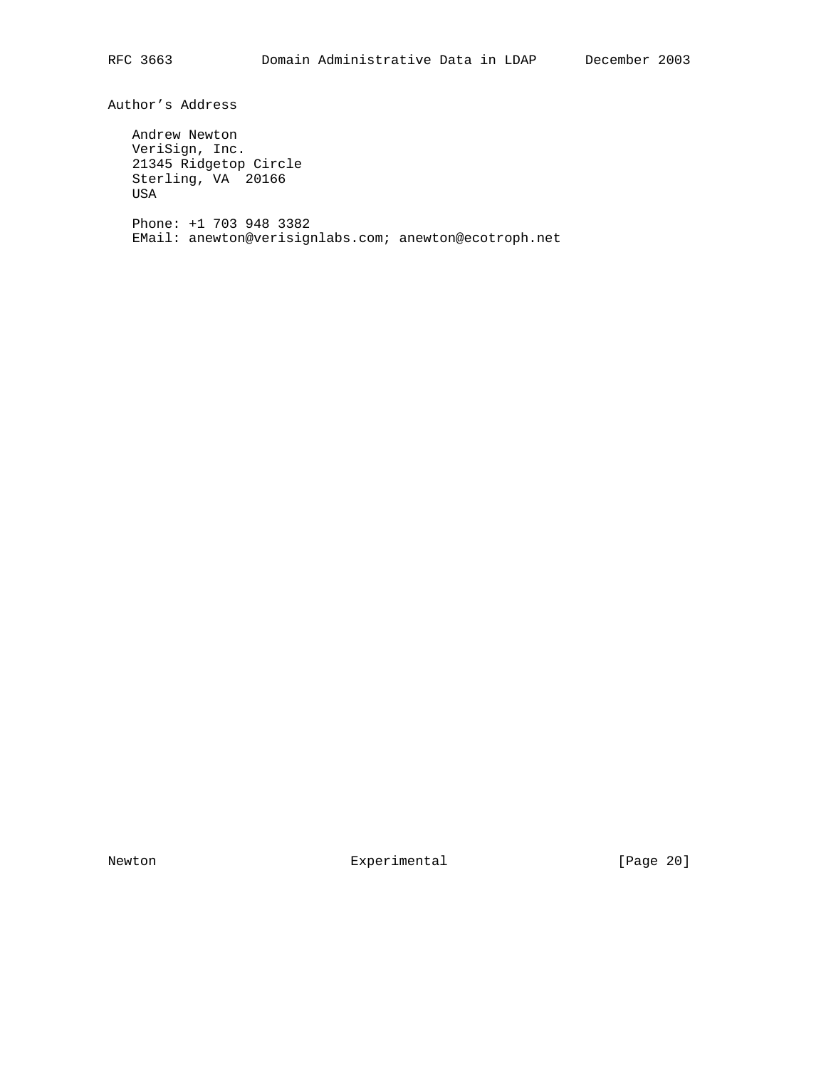## Author's Address

Andrew Newton
VeriSign, Inc.
21345 Ridgetop Circle
Sterling, VA 20166
USA

Phone: +1 703 948 3382
EMail: anewton@verisignlabs.com; anewton@ecotroph.net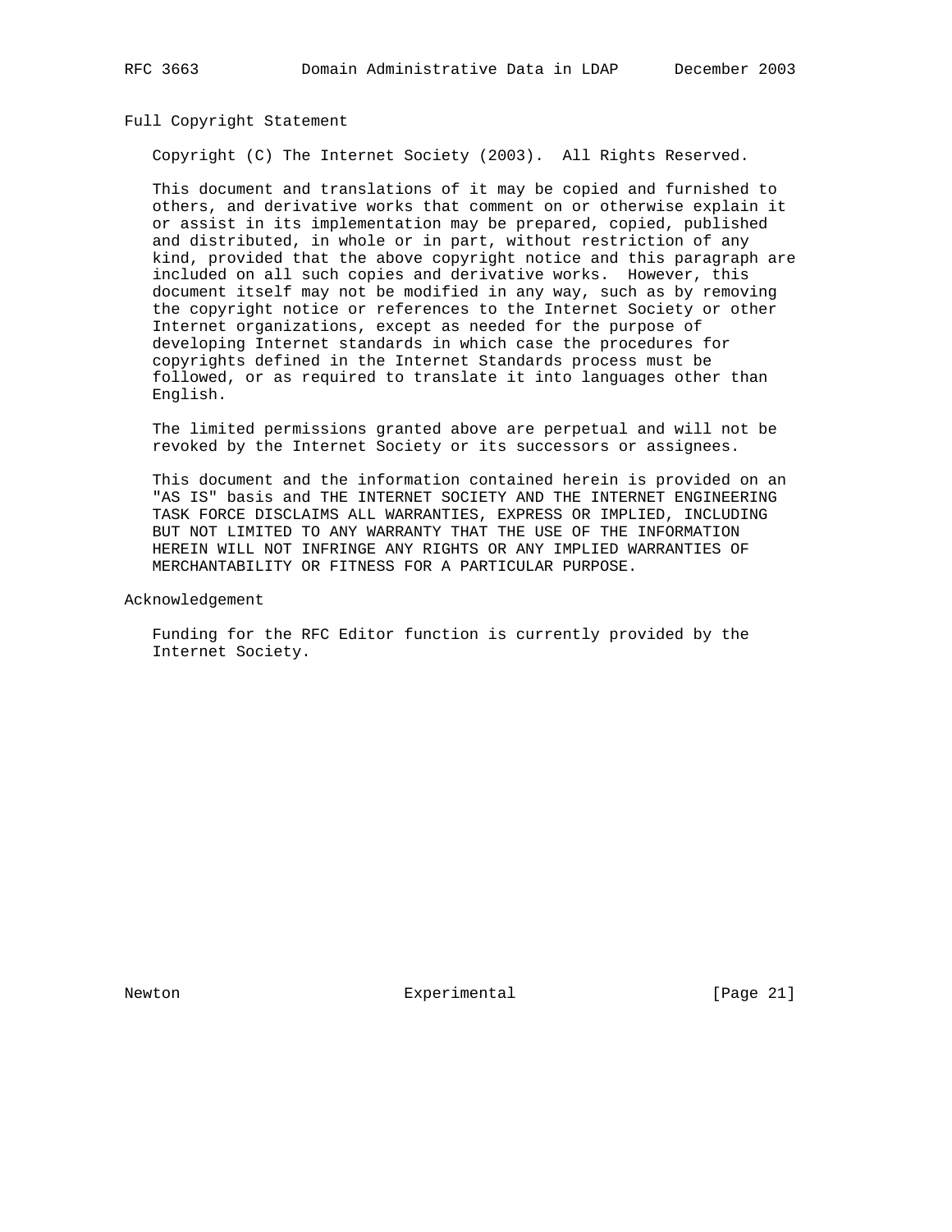## Full Copyright Statement

Copyright (C) The Internet Society (2003). All Rights Reserved.

This document and translations of it may be copied and furnished to others, and derivative works that comment on or otherwise explain it or assist in its implementation may be prepared, copied, published and distributed, in whole or in part, without restriction of any kind, provided that the above copyright notice and this paragraph are included on all such copies and derivative works. However, this document itself may not be modified in any way, such as by removing the copyright notice or references to the Internet Society or other Internet organizations, except as needed for the purpose of developing Internet standards in which case the procedures for copyrights defined in the Internet Standards process must be followed, or as required to translate it into languages other than English.

The limited permissions granted above are perpetual and will not be revoked by the Internet Society or its successors or assignees.

This document and the information contained herein is provided on an "AS IS" basis and THE INTERNET SOCIETY AND THE INTERNET ENGINEERING TASK FORCE DISCLAIMS ALL WARRANTIES, EXPRESS OR IMPLIED, INCLUDING BUT NOT LIMITED TO ANY WARRANTY THAT THE USE OF THE INFORMATION HEREIN WILL NOT INFRINGE ANY RIGHTS OR ANY IMPLIED WARRANTIES OF MERCHANTABILITY OR FITNESS FOR A PARTICULAR PURPOSE.

## Acknowledgement

Funding for the RFC Editor function is currently provided by the Internet Society.